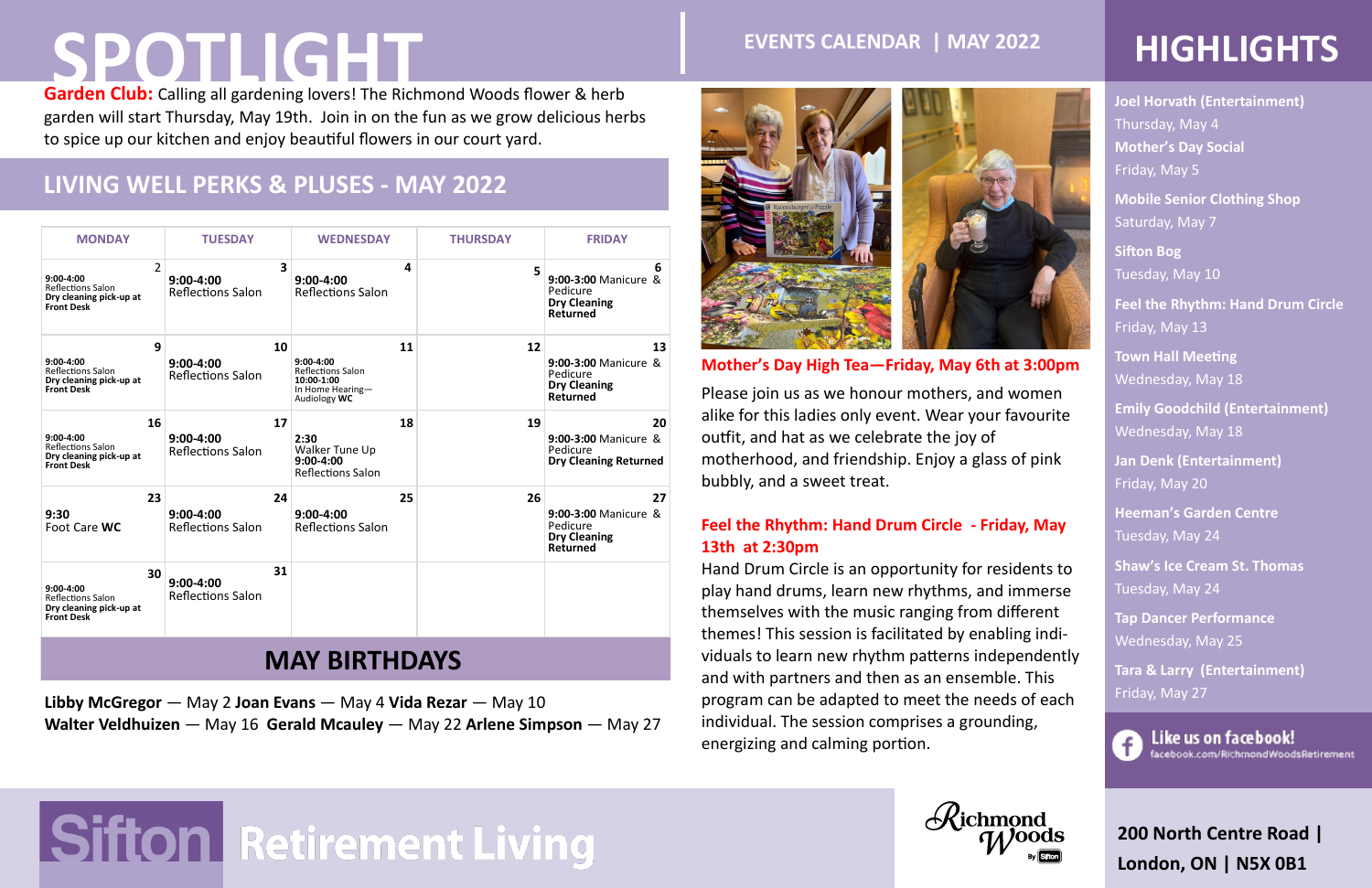# SPOTLIGHT

**Garden Club:** Calling all gardening lovers! The Richmond Woods flower & herb garden will start Thursday, May 19th. Join in on the fun as we grow delicious herbs to spice up our kitchen and enjoy beautiful flowers in our court yard.

## LIVING WELL PERKS & PLUSES - MAY 2022

| MONDAY | TUESDAY | WEDNESDAY | THURSDAY | FRIDAY |
|---|---|---|---|---|
| 2<br>9:00-4:00 Reflections Salon<br>**Dry cleaning pick-up at Front Desk** | 3<br>**9:00-4:00**<br>Reflections Salon | 4<br>**9:00-4:00**<br>Reflections Salon | 5 | 6<br>**9:00-3:00** Manicure & Pedicure<br>**Dry Cleaning Returned** |
| 9<br>9:00-4:00 Reflections Salon<br>**Dry cleaning pick-up at Front Desk** | 10<br>**9:00-4:00**<br>Reflections Salon | 11<br>**9:00-4:00**<br>Reflections Salon<br>**10:00-1:00**<br>In Home Hearing—Audiology **WC** | 12 | 13<br>**9:00-3:00** Manicure & Pedicure<br>**Dry Cleaning Returned** |
| 16<br>9:00-4:00 Reflections Salon<br>**Dry cleaning pick-up at Front Desk** | 17<br>**9:00-4:00**<br>Reflections Salon | 18<br>**2:30**<br>Walker Tune Up<br>**9:00-4:00**<br>Reflections Salon | 19 | 20<br>**9:00-3:00** Manicure & Pedicure<br>**Dry Cleaning Returned** |
| 23<br>**9:30**<br>Foot Care **WC** | 24<br>**9:00-4:00**<br>Reflections Salon | 25<br>**9:00-4:00**<br>Reflections Salon | 26 | 27<br>**9:00-3:00** Manicure & Pedicure<br>**Dry Cleaning Returned** |
| 30<br>9:00-4:00 Reflections Salon<br>**Dry cleaning pick-up at Front Desk** | 31<br>**9:00-4:00**<br>Reflections Salon | | | |

## MAY BIRTHDAYS

**Libby McGregor** — May 2 **Joan Evans** — May 4 **Vida Rezar** — May 10
**Walter Veldhuizen** — May 16 **Gerald Mcauley** — May 22 **Arlene Simpson** — May 27

## EVENTS CALENDAR | MAY 2022

**Mother's Day High Tea—Friday, May 6th at 3:00pm**

Please join us as we honour mothers, and women alike for this ladies only event. Wear your favourite outfit, and hat as we celebrate the joy of motherhood, and friendship. Enjoy a glass of pink bubbly, and a sweet treat.

**Feel the Rhythm: Hand Drum Circle - Friday, May 13th at 2:30pm**

Hand Drum Circle is an opportunity for residents to play hand drums, learn new rhythms, and immerse themselves with the music ranging from different themes! This session is facilitated by enabling individuals to learn new rhythm patterns independently and with partners and then as an ensemble. This program can be adapted to meet the needs of each individual. The session comprises a grounding, energizing and calming portion.

## HIGHLIGHTS

**Joel Horvath (Entertainment)**
Thursday, May 4

**Mother's Day Social**
Friday, May 5

**Mobile Senior Clothing Shop**
Saturday, May 7

**Sifton Bog**
Tuesday, May 10

**Feel the Rhythm: Hand Drum Circle**
Friday, May 13

**Town Hall Meeting**
Wednesday, May 18

**Emily Goodchild (Entertainment)**
Wednesday, May 18

**Jan Denk (Entertainment)**
Friday, May 20

**Heeman's Garden Centre**
Tuesday, May 24

**Shaw's Ice Cream St. Thomas**
Tuesday, May 24

**Tap Dancer Performance**
Wednesday, May 25

**Tara & Larry (Entertainment)**
Friday, May 27

Like us on facebook!
facebook.com/RichmondWoodsRetirement

Sifton Retirement Living

Richmond Woods By Sifton

**200 North Centre Road | London, ON | N5X 0B1**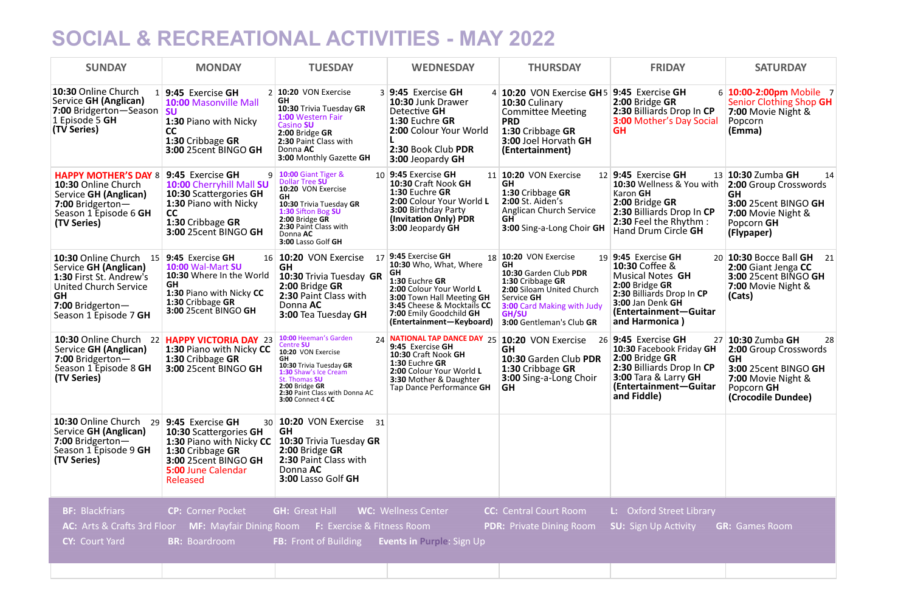# SOCIAL & RECREATIONAL ACTIVITIES - MAY 2022

| SUNDAY | MONDAY | TUESDAY | WEDNESDAY | THURSDAY | FRIDAY | SATURDAY |
|---|---|---|---|---|---|---|
| 1 **10:30** Online Church Service **GH (Anglican)** **7:00** Bridgerton—Season 1 Episode 5 **GH** **(TV Series)** | 2 **9:45** Exercise **GH** **10:00** Masonville Mall **SU** **1:30** Piano with Nicky **CC** **1:30** Cribbage **GR** **3:00** 25cent BINGO **GH** | 3 **10:20** VON Exercise **GH** **10:30** Trivia Tuesday **GR** **1:00** Western Fair Casino **SU** **2:00** Bridge **GR** **2:30** Paint Class with Donna **AC** **3:00** Monthly Gazette **GH** | 4 **9:45** Exercise **GH** **10:30** Junk Drawer Detective **GH** **1:30** Euchre **GR** **2:00** Colour Your World **L** **2:30** Book Club **PDR** **3:00** Jeopardy **GH** | 5 **10:20** VON Exercise **GH** **10:30** Culinary Committee Meeting **PRD** **1:30** Cribbage **GR** **3:00** Joel Horvath **GH** **(Entertainment)** | 6 **9:45** Exercise **GH** **2:00** Bridge **GR** **2:30** Billiards Drop In **CP** **3:00** Mother's Day Social **GH** | 7 **10:00-2:00pm** Mobile Senior Clothing Shop **GH** **7:00** Movie Night & Popcorn **(Emma)** |
| 8 **HAPPY MOTHER'S DAY** **10:30** Online Church Service **GH (Anglican)** **7:00** Bridgerton—Season 1 Episode 6 **GH** **(TV Series)** | 9 **9:45** Exercise **GH** **10:00** Cherryhill Mall **SU** **10:30** Scattergories **GH** **1:30** Piano with Nicky **CC** **1:30** Cribbage **GR** **3:00** 25cent BINGO **GH** | 10 **10:00** Giant Tiger & Dollar Tree **SU** **10:20** VON Exercise **GH** **10:30** Trivia Tuesday **GR** **1:30** Sifton Bog **SU** **2:00** Bridge **GR** **2:30** Paint Class with Donna **AC** **3:00** Lasso Golf **GH** | 11 **9:45** Exercise **GH** **10:30** Craft Nook **GH** **1:30** Euchre **GR** **2:00** Colour Your World **L** **3:00** Birthday Party **(Invitation Only) PDR** **3:00** Jeopardy **GH** | 12 **10:20** VON Exercise **GH** **1:30** Cribbage **GR** **2:00** St. Aiden's Anglican Church Service **GH** **3:00** Sing-a-Long Choir **GH** | 13 **9:45** Exercise **GH** **10:30** Wellness & You with Karon **GH** **2:00** Bridge **GR** **2:30** Billiards Drop In **CP** **2:30** Feel the Rhythm : Hand Drum Circle **GH** | 14 **10:30** Zumba **GH** **2:00** Group Crosswords **GH** **3:00** 25cent BINGO **GH** **7:00** Movie Night & Popcorn **GH** **(Flypaper)** |
| 15 **10:30** Online Church Service **GH (Anglican)** **1:30** First St. Andrew's United Church Service **GH** **7:00** Bridgerton—Season 1 Episode 7 **GH** | 16 **9:45** Exercise **GH** **10:00** Wal-Mart **SU** **10:30** Where In the World **GH** **1:30** Piano with Nicky **CC** **1:30** Cribbage **GR** **3:00** 25cent BINGO **GH** | 17 **10:20** VON Exercise **GH** **10:30** Trivia Tuesday **GR** **2:00** Bridge **GR** **2:30** Paint Class with Donna **AC** **3:00** Tea Tuesday **GH** | 18 **9:45** Exercise **GH** **10:30** Who, What, Where **GH** **1:30** Euchre **GR** **2:00** Colour Your World **L** **3:00** Town Hall Meeting **GH** **3:45** Cheese & Mocktails **CC** **7:00** Emily Goodchild **GH** **(Entertainment—Keyboard)** | 19 **10:20** VON Exercise **GH** **10:30** Garden Club **PDR** **1:30** Cribbage **GR** **2:00** Siloam United Church Service **GH** **3:00** Card Making with Judy **GH/SU** **3:00** Gentleman's Club **GR** | 20 **9:45** Exercise **GH** **10:30** Coffee & Musical Notes **GH** **2:00** Bridge **GR** **2:30** Billiards Drop In **CP** **3:00** Jan Denk **GH** **(Entertainment—Guitar and Harmonica )** | 21 **10:30** Bocce Ball **GH** **2:00** Giant Jenga **CC** **3:00** 25cent BINGO **GH** **7:00** Movie Night & Popcorn **(Cats)** |
| 22 **10:30** Online Church Service **GH (Anglican)** **7:00** Bridgerton—Season 1 Episode 8 **GH** **(TV Series)** | 23 **HAPPY VICTORIA DAY** **1:30** Piano with Nicky **CC** **1:30** Cribbage **GR** **3:00** 25cent BINGO **GH** | 24 **10:00** Heeman's Garden Centre **SU** **10:20** VON Exercise **GH** **10:30** Trivia Tuesday **GR** **1:30** Shaw's Ice Cream St. Thomas **SU** **2:00** Bridge **GR** **2:30** Paint Class with Donna **AC** **3:00** Connect 4 **CC** | 25 **NATIONAL TAP DANCE DAY** **9:45** Exercise **GH** **10:30** Craft Nook **GH** **1:30** Euchre **GR** **2:00** Colour Your World **L** **3:30** Mother & Daughter Tap Dance Performance **GH** | 26 **10:20** VON Exercise **GH** **10:30** Garden Club **PDR** **1:30** Cribbage **GR** **3:00** Sing-a-Long Choir **GH** | 27 **9:45** Exercise **GH** **10:30** Facebook Friday **GH** **2:00** Bridge **GR** **2:30** Billiards Drop In **CP** **3:00** Tara & Larry **GH** **(Entertainment—Guitar and Fiddle)** | 28 **10:30** Zumba **GH** **2:00** Group Crosswords **GH** **3:00** 25cent BINGO **GH** **7:00** Movie Night & Popcorn **GH** **(Crocodile Dundee)** |
| 29 **10:30** Online Church Service **GH (Anglican)** **7:00** Bridgerton—Season 1 Episode 9 **GH** **(TV Series)** | 30 **9:45** Exercise **GH** **10:30** Scattergories **GH** **1:30** Piano with Nicky **CC** **1:30** Cribbage **GR** **3:00** 25cent BINGO **GH** **5:00** June Calendar Released | 31 **10:20** VON Exercise **GH** **10:30** Trivia Tuesday **GR** **2:00** Bridge **GR** **2:30** Paint Class with Donna **AC** **3:00** Lasso Golf **GH** | | | | |

**BF:** Blackfriars **CP:** Corner Pocket **GH:** Great Hall **WC:** Wellness Center **CC:** Central Court Room **L:** Oxford Street Library
**AC:** Arts & Crafts 3rd Floor **MF:** Mayfair Dining Room **F:** Exercise & Fitness Room **PDR:** Private Dining Room **SU:** Sign Up Activity **GR:** Games Room
**CY:** Court Yard **BR:** Boardroom **FB:** Front of Building **Events in Purple:** Sign Up